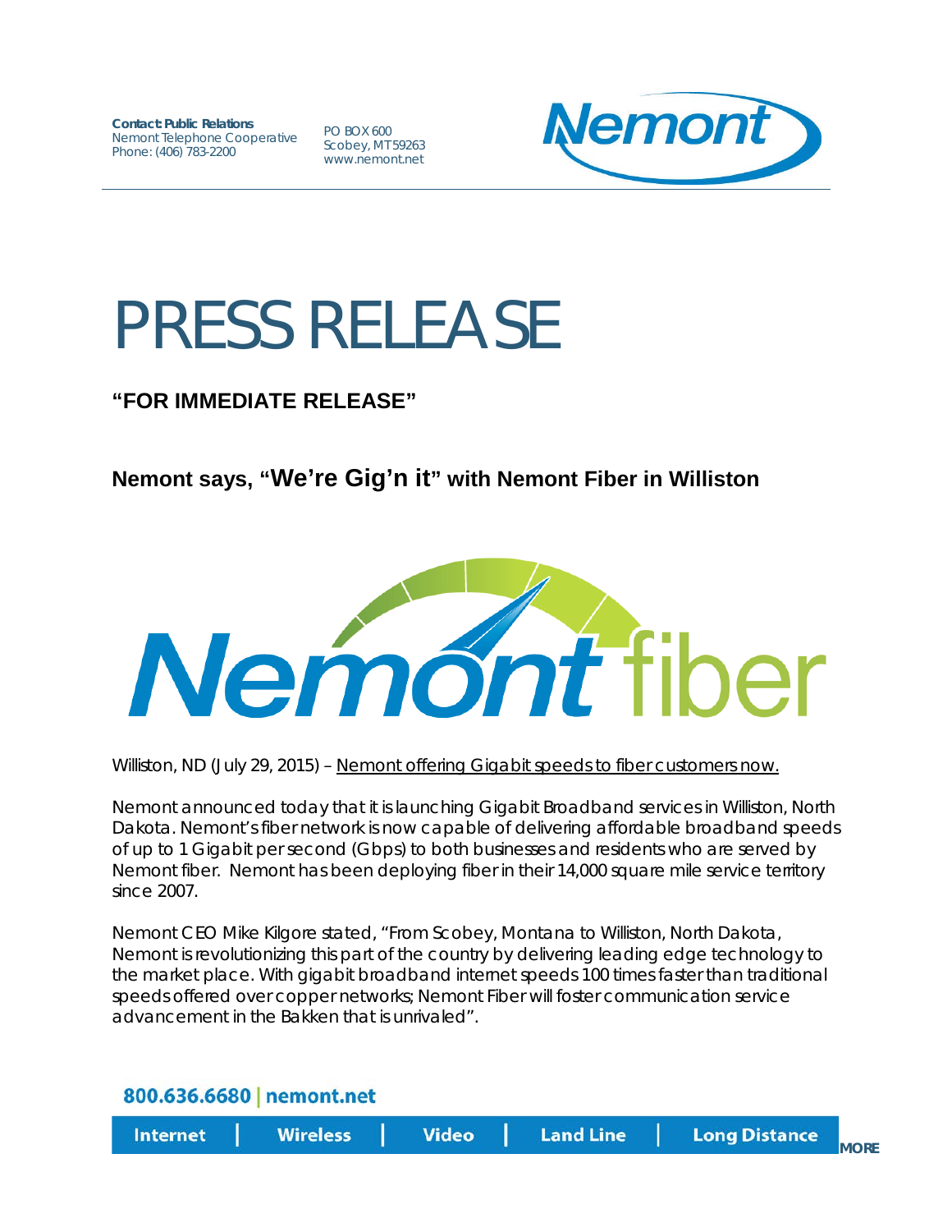**Contact: Public Relations**
Nemont Telephone Cooperative
Phone: (406) 783-2200

PO BOX 600
Scobey, MT 59263
www.nemont.net

# PRESS RELEASE

**"FOR IMMEDIATE RELEASE"**

## Nemont says, "We're Gig'n it" with Nemont Fiber in Williston

Williston, ND (July 29, 2015) – Nemont offering Gigabit speeds to fiber customers now.

Nemont announced today that it is launching Gigabit Broadband services in Williston, North Dakota. Nemont's fiber network is now capable of delivering affordable broadband speeds of up to 1 Gigabit per second (Gbps) to both businesses and residents who are served by Nemont fiber. Nemont has been deploying fiber in their 14,000 square mile service territory since 2007.

Nemont CEO Mike Kilgore stated, "From Scobey, Montana to Williston, North Dakota, Nemont is revolutionizing this part of the country by delivering leading edge technology to the market place. With gigabit broadband internet speeds 100 times faster than traditional speeds offered over copper networks; Nemont Fiber will foster communication service advancement in the Bakken that is unrivaled".

800.636.6680 | nemont.net

Internet | Wireless | Video | Land Line | Long Distance

MORE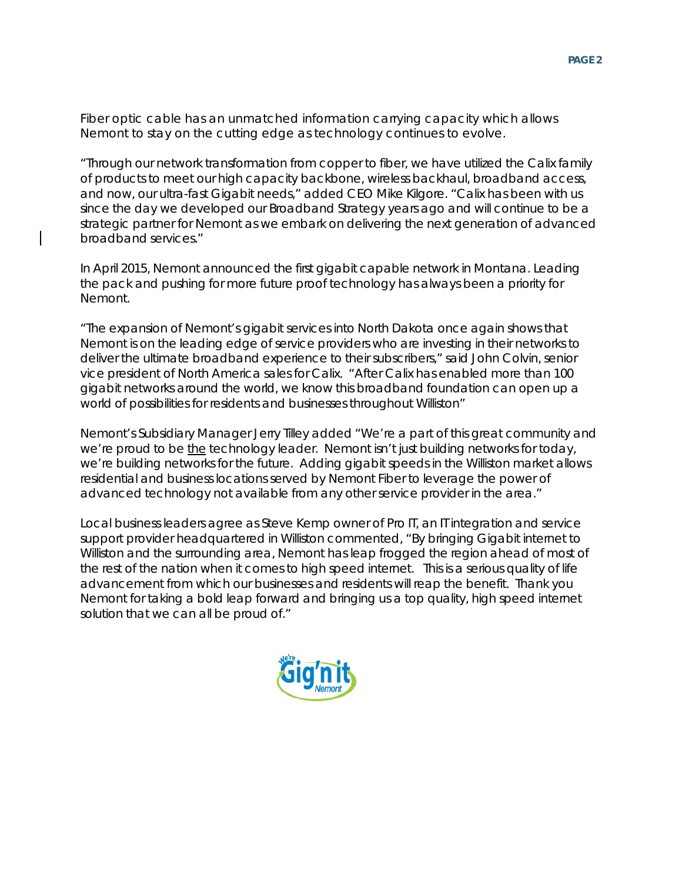Fiber optic cable has an unmatched information carrying capacity which allows Nemont to stay on the cutting edge as technology continues to evolve.

"Through our network transformation from copper to fiber, we have utilized the Calix family of products to meet our high capacity backbone, wireless backhaul, broadband access, and now, our ultra-fast Gigabit needs," added CEO Mike Kilgore. "Calix has been with us since the day we developed our Broadband Strategy years ago and will continue to be a strategic partner for Nemont as we embark on delivering the next generation of advanced broadband services."

In April 2015, Nemont announced the first gigabit capable network in Montana. Leading the pack and pushing for more future proof technology has always been a priority for Nemont.

"The expansion of Nemont's gigabit services into North Dakota once again shows that Nemont is on the leading edge of service providers who are investing in their networks to deliver the ultimate broadband experience to their subscribers," said John Colvin, senior vice president of North America sales for Calix. "After Calix has enabled more than 100 gigabit networks around the world, we know this broadband foundation can open up a world of possibilities for residents and businesses throughout Williston"

Nemont's Subsidiary Manager Jerry Tilley added "We're a part of this great community and we're proud to be the technology leader. Nemont isn't just building networks for today, we're building networks for the future. Adding gigabit speeds in the Williston market allows residential and business locations served by Nemont Fiber to leverage the power of advanced technology not available from any other service provider in the area."

Local business leaders agree as Steve Kemp owner of Pro IT, an IT integration and service support provider headquartered in Williston commented, "By bringing Gigabit internet to Williston and the surrounding area, Nemont has leap frogged the region ahead of most of the rest of the nation when it comes to high speed internet. This is a serious quality of life advancement from which our businesses and residents will reap the benefit. Thank you Nemont for taking a bold leap forward and bringing us a top quality, high speed internet solution that we can all be proud of."

We're Gig'n it Nemont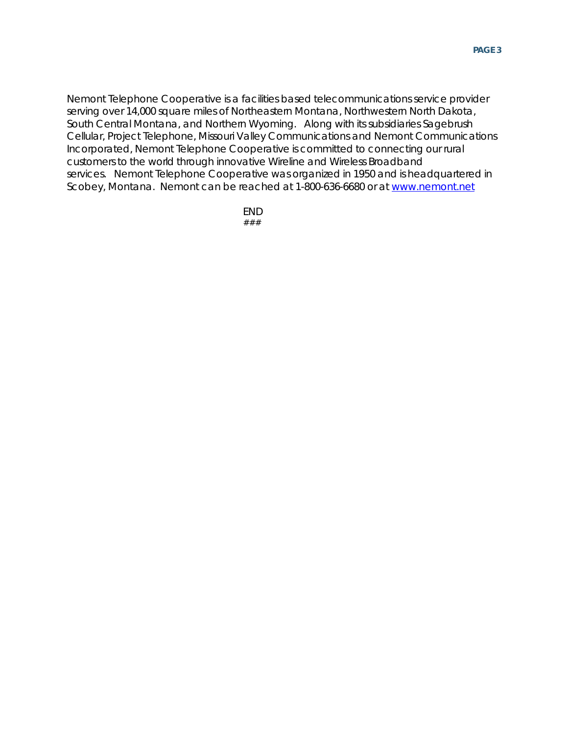Nemont Telephone Cooperative is a facilities based telecommunications service provider serving over 14,000 square miles of Northeastern Montana, Northwestern North Dakota, South Central Montana, and Northern Wyoming. Along with its subsidiaries Sagebrush Cellular, Project Telephone, Missouri Valley Communications and Nemont Communications Incorporated, Nemont Telephone Cooperative is committed to connecting our rural customers to the world through innovative Wireline and Wireless Broadband services. Nemont Telephone Cooperative was organized in 1950 and is headquartered in Scobey, Montana. Nemont can be reached at 1-800-636-6680 or at www.nemont.net

END

###